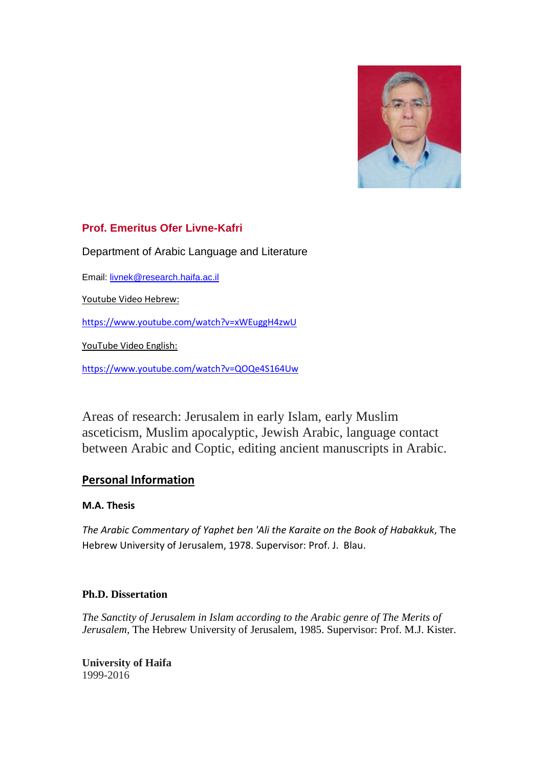## Prof. Emeritus Ofer Livne-Kafri

Department of Arabic Language and Literature

Email: livnek@research.haifa.ac.il

Youtube Video Hebrew:

https://www.youtube.com/watch?v=xWEuggH4zwU

YouTube Video English:

https://www.youtube.com/watch?v=QOQe4S164Uw

Areas of research: Jerusalem in early Islam, early Muslim asceticism, Muslim apocalyptic, Jewish Arabic, language contact between Arabic and Coptic, editing ancient manuscripts in Arabic.

## Personal Information

**M.A. Thesis**

*The Arabic Commentary of Yaphet ben 'Ali the Karaite on the Book of Habakkuk*, The Hebrew University of Jerusalem, 1978. Supervisor: Prof. J. Blau.

**Ph.D. Dissertation**

*The Sanctity of Jerusalem in Islam according to the Arabic genre of The Merits of Jerusalem*, The Hebrew University of Jerusalem, 1985. Supervisor: Prof. M.J. Kister.

**University of Haifa**
1999-2016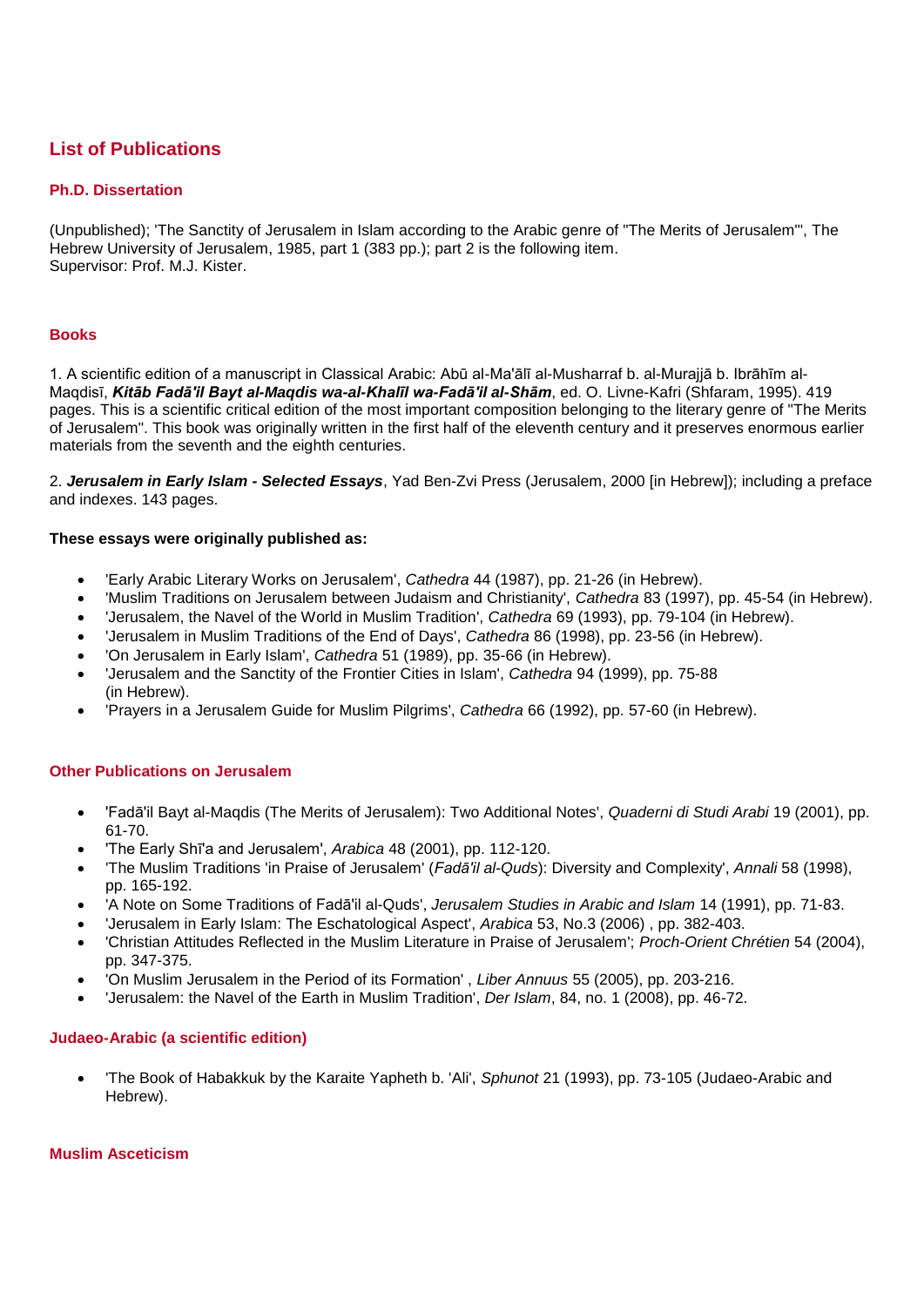# List of Publications

## Ph.D. Dissertation

(Unpublished); 'The Sanctity of Jerusalem in Islam according to the Arabic genre of "The Merits of Jerusalem"', The Hebrew University of Jerusalem, 1985, part 1 (383 pp.); part 2 is the following item.
Supervisor: Prof. M.J. Kister.

## Books

1. A scientific edition of a manuscript in Classical Arabic: Abū al-Ma'ālī al-Musharraf b. al-Murajjā b. Ibrāhīm al-Maqdisī, ***Kitāb Fadā'il Bayt al-Maqdis wa-al-Khalīl wa-Fadā'il al-Shām***, ed. O. Livne-Kafri (Shfaram, 1995). 419 pages. This is a scientific critical edition of the most important composition belonging to the literary genre of "The Merits of Jerusalem". This book was originally written in the first half of the eleventh century and it preserves enormous earlier materials from the seventh and the eighth centuries.

2. ***Jerusalem in Early Islam - Selected Essays***, Yad Ben-Zvi Press (Jerusalem, 2000 [in Hebrew]); including a preface and indexes. 143 pages.

**These essays were originally published as:**

- 'Early Arabic Literary Works on Jerusalem', *Cathedra* 44 (1987), pp. 21-26 (in Hebrew).
- 'Muslim Traditions on Jerusalem between Judaism and Christianity', *Cathedra* 83 (1997), pp. 45-54 (in Hebrew).
- 'Jerusalem, the Navel of the World in Muslim Tradition', *Cathedra* 69 (1993), pp. 79-104 (in Hebrew).
- 'Jerusalem in Muslim Traditions of the End of Days', *Cathedra* 86 (1998), pp. 23-56 (in Hebrew).
- 'On Jerusalem in Early Islam', *Cathedra* 51 (1989), pp. 35-66 (in Hebrew).
- 'Jerusalem and the Sanctity of the Frontier Cities in Islam', *Cathedra* 94 (1999), pp. 75-88 (in Hebrew).
- 'Prayers in a Jerusalem Guide for Muslim Pilgrims', *Cathedra* 66 (1992), pp. 57-60 (in Hebrew).

## Other Publications on Jerusalem

- 'Fadā'il Bayt al-Maqdis (The Merits of Jerusalem): Two Additional Notes', *Quaderni di Studi Arabi* 19 (2001), pp. 61-70.
- 'The Early Shī'a and Jerusalem', *Arabica* 48 (2001), pp. 112-120.
- 'The Muslim Traditions 'in Praise of Jerusalem' (*Fadā'il al-Quds*): Diversity and Complexity', *Annali* 58 (1998), pp. 165-192.
- 'A Note on Some Traditions of Fadā'il al-Quds', *Jerusalem Studies in Arabic and Islam* 14 (1991), pp. 71-83.
- 'Jerusalem in Early Islam: The Eschatological Aspect', *Arabica* 53, No.3 (2006) , pp. 382-403.
- 'Christian Attitudes Reflected in the Muslim Literature in Praise of Jerusalem'; *Proch-Orient Chrétien* 54 (2004), pp. 347-375.
- 'On Muslim Jerusalem in the Period of its Formation' , *Liber Annuus* 55 (2005), pp. 203-216.
- 'Jerusalem: the Navel of the Earth in Muslim Tradition', *Der Islam*, 84, no. 1 (2008), pp. 46-72.

## Judaeo-Arabic (a scientific edition)

- 'The Book of Habakkuk by the Karaite Yapheth b. 'Ali', *Sphunot* 21 (1993), pp. 73-105 (Judaeo-Arabic and Hebrew).

## Muslim Asceticism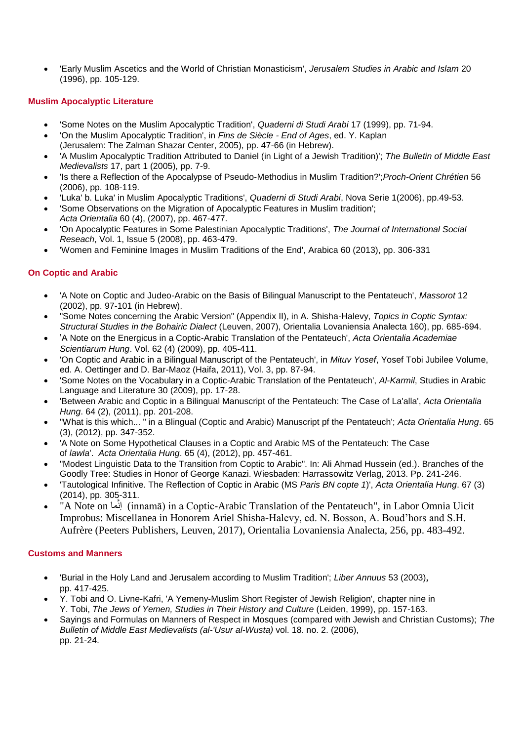- 'Early Muslim Ascetics and the World of Christian Monasticism', *Jerusalem Studies in Arabic and Islam* 20 (1996), pp. 105-129.

### Muslim Apocalyptic Literature

- 'Some Notes on the Muslim Apocalyptic Tradition', *Quaderni di Studi Arabi* 17 (1999), pp. 71-94.
- 'On the Muslim Apocalyptic Tradition', in *Fins de Siècle - End of Ages*, ed. Y. Kaplan (Jerusalem: The Zalman Shazar Center, 2005), pp. 47-66 (in Hebrew).
- 'A Muslim Apocalyptic Tradition Attributed to Daniel (in Light of a Jewish Tradition)'; *The Bulletin of Middle East Medievalists* 17, part 1 (2005), pp. 7-9.
- 'Is there a Reflection of the Apocalypse of Pseudo-Methodius in Muslim Tradition?';*Proch-Orient Chrétien* 56 (2006), pp. 108-119.
- 'Luka' b. Luka' in Muslim Apocalyptic Traditions', *Quaderni di Studi Arabi*, Nova Serie 1(2006), pp.49-53.
- 'Some Observations on the Migration of Apocalyptic Features in Muslim tradition'; *Acta Orientalia* 60 (4), (2007), pp. 467-477.
- 'On Apocalyptic Features in Some Palestinian Apocalyptic Traditions', *The Journal of International Social Reseach*, Vol. 1, Issue 5 (2008), pp. 463-479.
- 'Women and Feminine Images in Muslim Traditions of the End', Arabica 60 (2013), pp. 306-331

### On Coptic and Arabic

- 'A Note on Coptic and Judeo-Arabic on the Basis of Bilingual Manuscript to the Pentateuch', *Massorot* 12 (2002), pp. 97-101 (in Hebrew).
- "Some Notes concerning the Arabic Version" (Appendix II), in A. Shisha-Halevy, *Topics in Coptic Syntax: Structural Studies in the Bohairic Dialect* (Leuven, 2007), Orientalia Lovaniensia Analecta 160), pp. 685-694.
- 'A Note on the Energicus in a Coptic-Arabic Translation of the Pentateuch', *Acta Orientalia Academiae Scientiarum Hung*. Vol. 62 (4) (2009), pp. 405-411.
- 'On Coptic and Arabic in a Bilingual Manuscript of the Pentateuch', in *Mituv Yosef*, Yosef Tobi Jubilee Volume, ed. A. Oettinger and D. Bar-Maoz (Haifa, 2011), Vol. 3, pp. 87-94.
- 'Some Notes on the Vocabulary in a Coptic-Arabic Translation of the Pentateuch', *Al-Karmil*, Studies in Arabic Language and Literature 30 (2009), pp. 17-28.
- 'Between Arabic and Coptic in a Bilingual Manuscript of the Pentateuch: The Case of La'alla', *Acta Orientalia Hung*. 64 (2), (2011), pp. 201-208.
- "What is this which... " in a Blingual (Coptic and Arabic) Manuscript pf the Pentateuch'; *Acta Orientalia Hung*. 65 (3), (2012), pp. 347-352.
- 'A Note on Some Hypothetical Clauses in a Coptic and Arabic MS of the Pentateuch: The Case of *lawla*'. *Acta Orientalia Hung*. 65 (4), (2012), pp. 457-461.
- "Modest Linguistic Data to the Transition from Coptic to Arabic". In: Ali Ahmad Hussein (ed.). Branches of the Goodly Tree: Studies in Honor of George Kanazi. Wiesbaden: Harrassowitz Verlag, 2013. Pp. 241-246.
- 'Tautological Infinitive. The Reflection of Coptic in Arabic (MS *Paris BN copte 1*)', *Acta Orientalia Hung*. 67 (3) (2014), pp. 305-311.
- "A Note on إنّما (innamā) in a Coptic-Arabic Translation of the Pentateuch", in Labor Omnia Uicit Improbus: Miscellanea in Honorem Ariel Shisha-Halevy, ed. N. Bosson, A. Boud'hors and S.H. Aufrère (Peeters Publishers, Leuven, 2017), Orientalia Lovaniensia Analecta, 256, pp. 483-492.

### Customs and Manners

- 'Burial in the Holy Land and Jerusalem according to Muslim Tradition'; *Liber Annuus* 53 (2003), pp. 417-425.
- Y. Tobi and O. Livne-Kafri, 'A Yemeny-Muslim Short Register of Jewish Religion', chapter nine in Y. Tobi, *The Jews of Yemen, Studies in Their History and Culture* (Leiden, 1999), pp. 157-163.
- Sayings and Formulas on Manners of Respect in Mosques (compared with Jewish and Christian Customs); *The Bulletin of Middle East Medievalists (al-'Usur al-Wusta)* vol. 18. no. 2. (2006), pp. 21-24.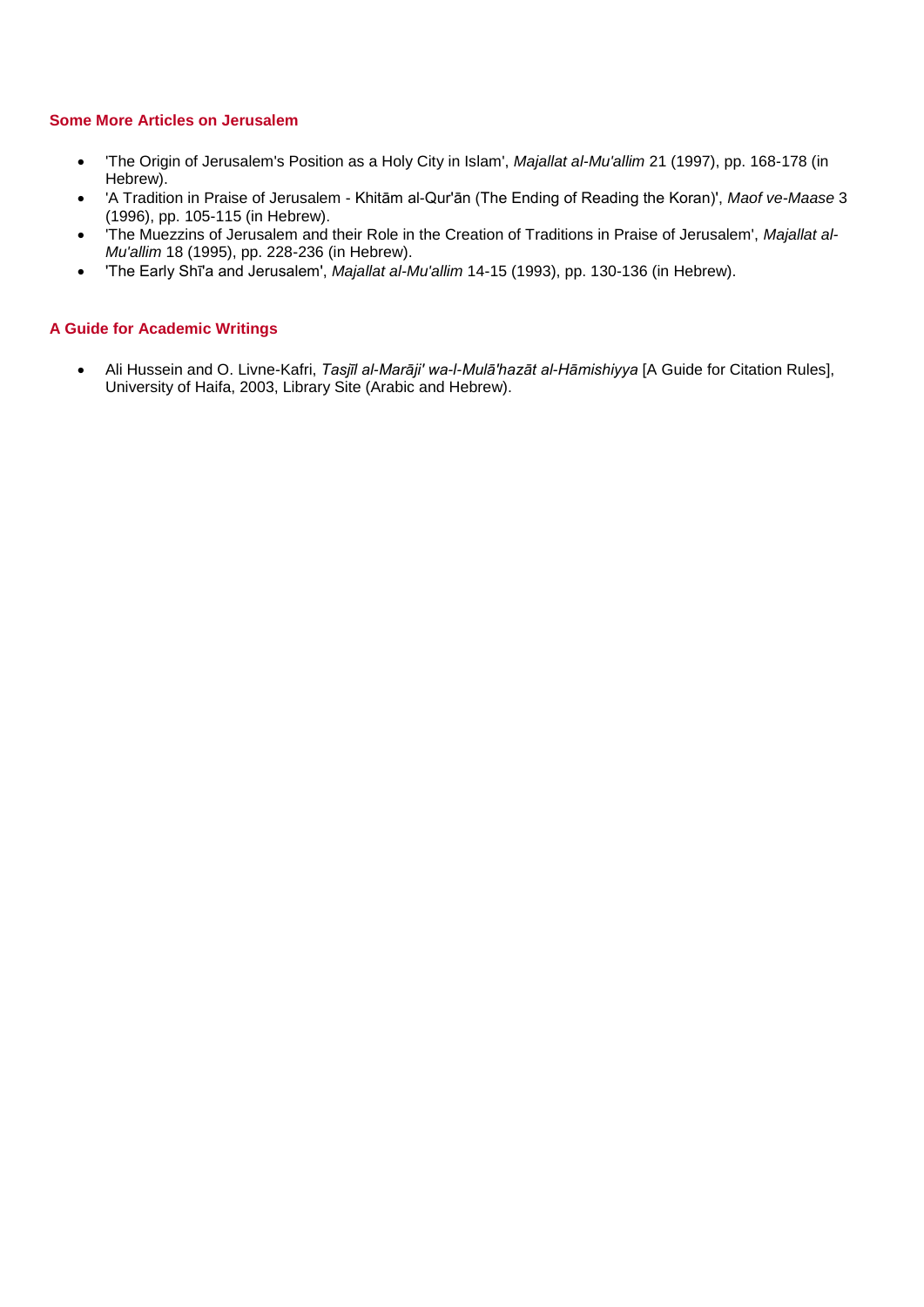### Some More Articles on Jerusalem

- 'The Origin of Jerusalem's Position as a Holy City in Islam', *Majallat al-Mu'allim* 21 (1997), pp. 168-178 (in Hebrew).
- 'A Tradition in Praise of Jerusalem - Khitām al-Qur'ān (The Ending of Reading the Koran)', *Maof ve-Maase* 3 (1996), pp. 105-115 (in Hebrew).
- 'The Muezzins of Jerusalem and their Role in the Creation of Traditions in Praise of Jerusalem', *Majallat al-Mu'allim* 18 (1995), pp. 228-236 (in Hebrew).
- 'The Early Shī'a and Jerusalem', *Majallat al-Mu'allim* 14-15 (1993), pp. 130-136 (in Hebrew).

### A Guide for Academic Writings

- Ali Hussein and O. Livne-Kafri, *Tasjīl al-Marāji' wa-l-Mulā'hazāt al-Hāmishiyya* [A Guide for Citation Rules], University of Haifa, 2003, Library Site (Arabic and Hebrew).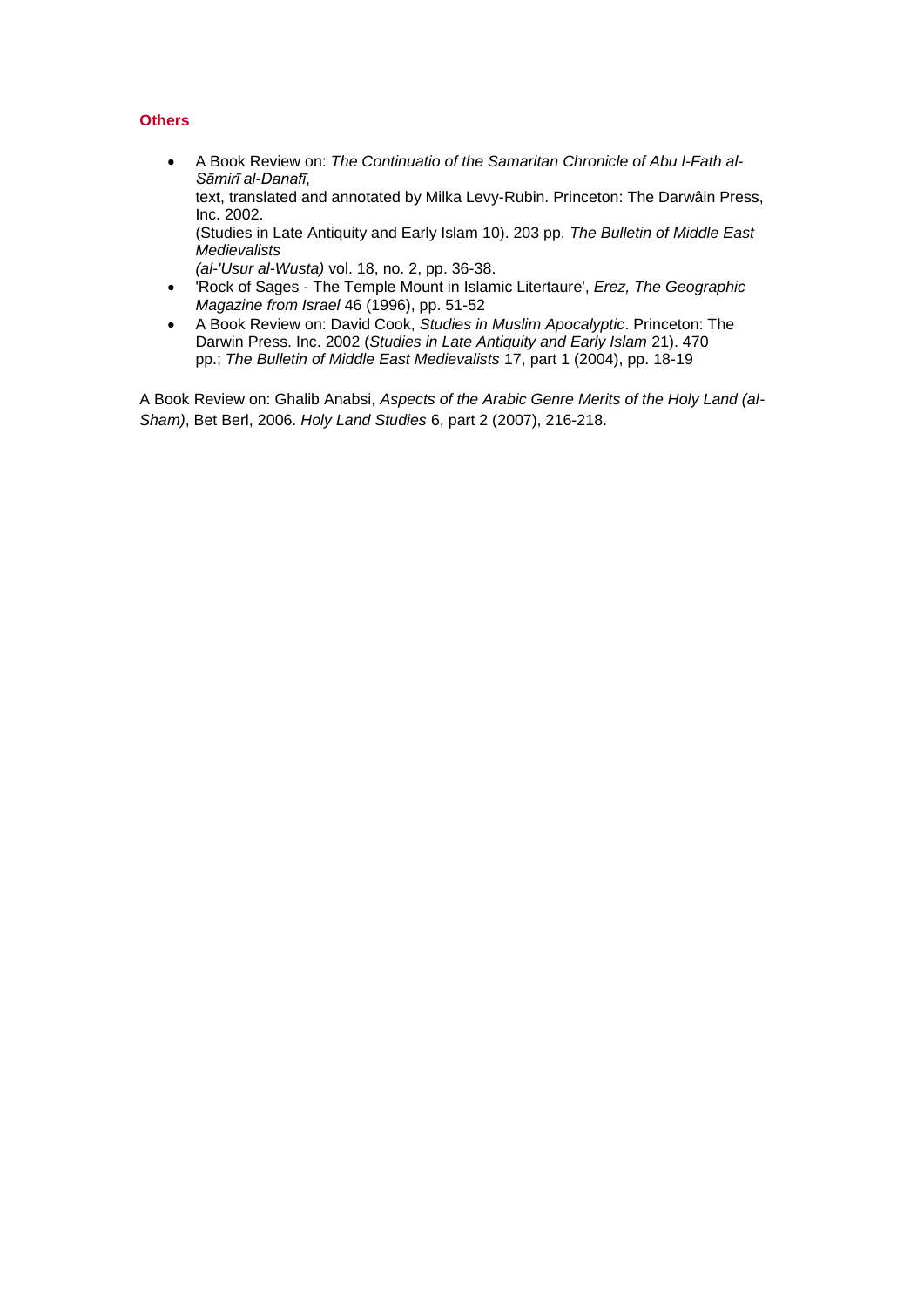### Others

- A Book Review on: *The Continuatio of the Samaritan Chronicle of Abu l-Fath al-Sāmirī al-Danafī*, text, translated and annotated by Milka Levy-Rubin. Princeton: The Darwâin Press, Inc. 2002. (Studies in Late Antiquity and Early Islam 10). 203 pp. *The Bulletin of Middle East Medievalists (al-'Usur al-Wusta)* vol. 18, no. 2, pp. 36-38.
- 'Rock of Sages - The Temple Mount in Islamic Litertaure', *Erez, The Geographic Magazine from Israel* 46 (1996), pp. 51-52
- A Book Review on: David Cook, *Studies in Muslim Apocalyptic*. Princeton: The Darwin Press. Inc. 2002 (*Studies in Late Antiquity and Early Islam* 21). 470 pp.; *The Bulletin of Middle East Medievalists* 17, part 1 (2004), pp. 18-19

A Book Review on: Ghalib Anabsi, *Aspects of the Arabic Genre Merits of the Holy Land (al-Sham)*, Bet Berl, 2006. *Holy Land Studies* 6, part 2 (2007), 216-218.